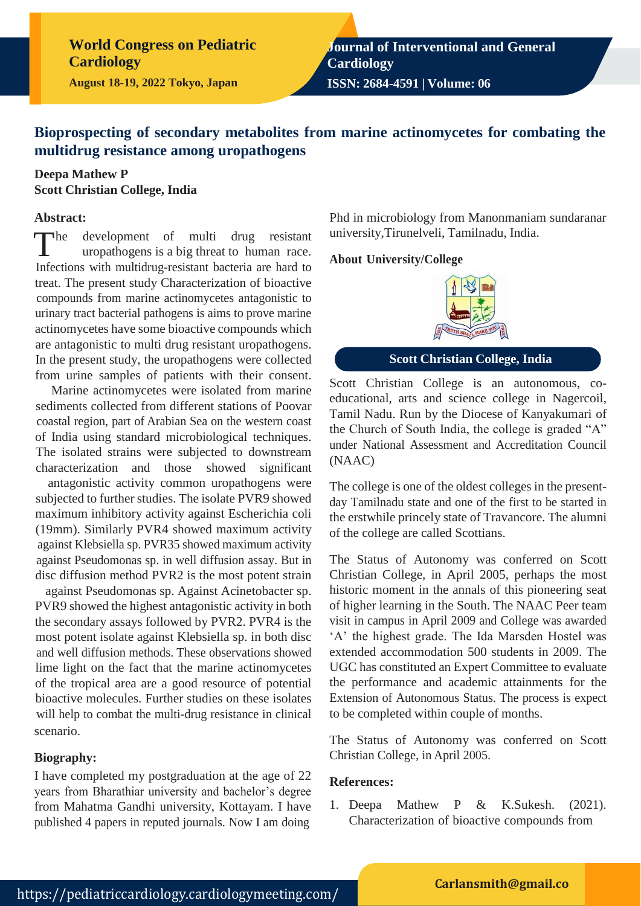# Bioprospecting of secondary metabolites from marine actinomycetes for combating the multidrug resistance among uropathogens

**Deepa Mathew P**
**Scott Christian College, India**

### Abstract:

The development of multi drug resistant uropathogens is a big threat to human race. Infections with multidrug-resistant bacteria are hard to treat. The present study Characterization of bioactive compounds from marine actinomycetes antagonistic to urinary tract bacterial pathogens is aims to prove marine actinomycetes have some bioactive compounds which are antagonistic to multi drug resistant uropathogens. In the present study, the uropathogens were collected from urine samples of patients with their consent.

Marine actinomycetes were isolated from marine sediments collected from different stations of Poovar coastal region, part of Arabian Sea on the western coast of India using standard microbiological techniques. The isolated strains were subjected to downstream characterization and those showed significant antagonistic activity common uropathogens were subjected to further studies. The isolate PVR9 showed maximum inhibitory activity against Escherichia coli (19mm). Similarly PVR4 showed maximum activity against Klebsiella sp. PVR35 showed maximum activity against Pseudomonas sp. in well diffusion assay. But in disc diffusion method PVR2 is the most potent strain against Pseudomonas sp. Against Acinetobacter sp. PVR9 showed the highest antagonistic activity in both the secondary assays followed by PVR2. PVR4 is the most potent isolate against Klebsiella sp. in both disc and well diffusion methods. These observations showed lime light on the fact that the marine actinomycetes of the tropical area are a good resource of potential bioactive molecules. Further studies on these isolates will help to combat the multi-drug resistance in clinical scenario.

### Biography:

I have completed my postgraduation at the age of 22 years from Bharathiar university and bachelor's degree from Mahatma Gandhi university, Kottayam. I have published 4 papers in reputed journals. Now I am doing Phd in microbiology from Manonmaniam sundaranar university,Tirunelveli, Tamilnadu, India.

### About University/College

**Scott Christian College, India**

Scott Christian College is an autonomous, co-educational, arts and science college in Nagercoil, Tamil Nadu. Run by the Diocese of Kanyakumari of the Church of South India, the college is graded "A" under National Assessment and Accreditation Council (NAAC)

The college is one of the oldest colleges in the present-day Tamilnadu state and one of the first to be started in the erstwhile princely state of Travancore. The alumni of the college are called Scottians.

The Status of Autonomy was conferred on Scott Christian College, in April 2005, perhaps the most historic moment in the annals of this pioneering seat of higher learning in the South. The NAAC Peer team visit in campus in April 2009 and College was awarded 'A' the highest grade. The Ida Marsden Hostel was extended accommodation 500 students in 2009. The UGC has constituted an Expert Committee to evaluate the performance and academic attainments for the Extension of Autonomous Status. The process is expect to be completed within couple of months.

The Status of Autonomy was conferred on Scott Christian College, in April 2005.

### References:

1. Deepa Mathew P & K.Sukesh. (2021). Characterization of bioactive compounds from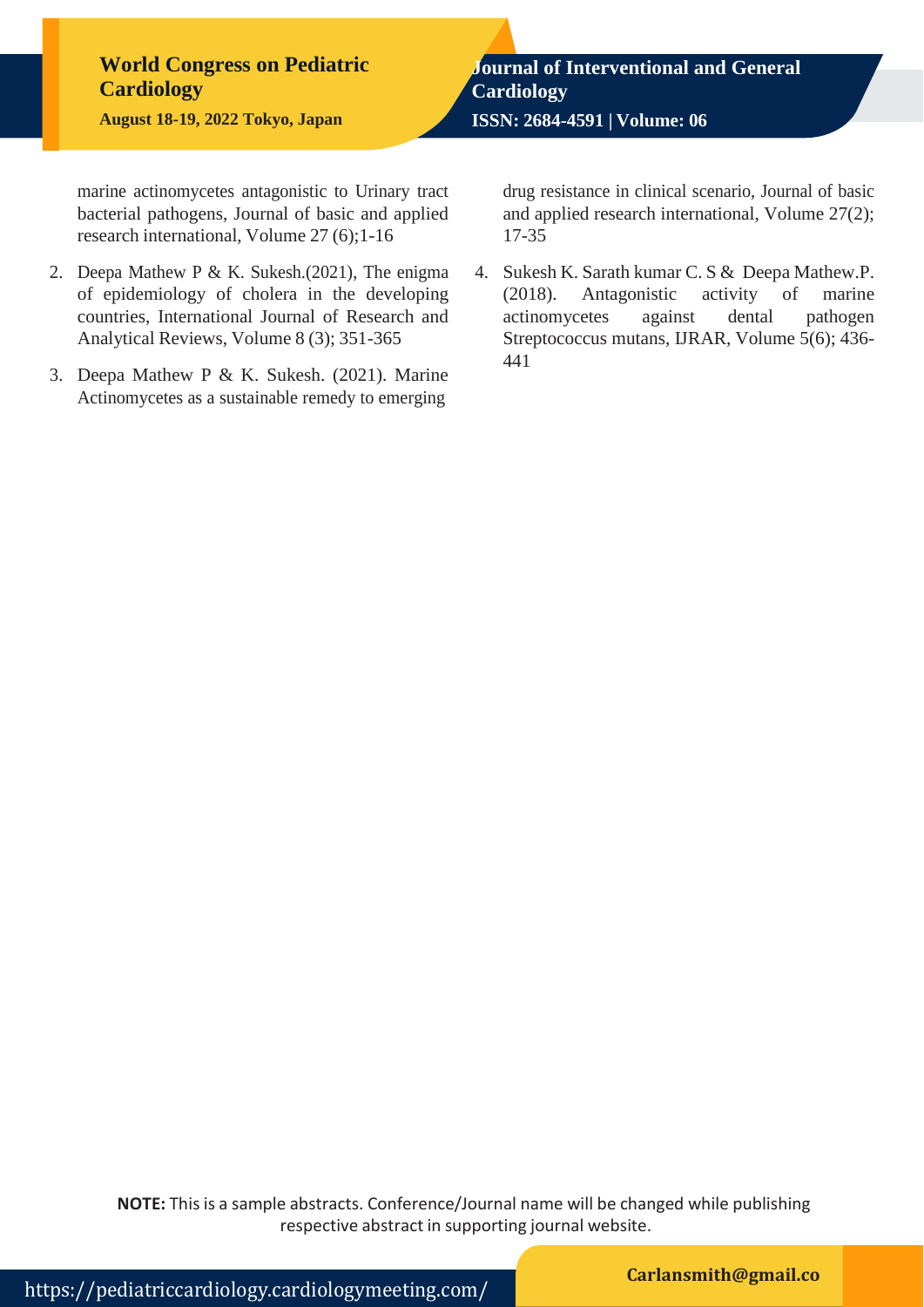marine actinomycetes antagonistic to Urinary tract bacterial pathogens, Journal of basic and applied research international, Volume 27 (6);1-16

2. Deepa Mathew P & K. Sukesh.(2021), The enigma of epidemiology of cholera in the developing countries, International Journal of Research and Analytical Reviews, Volume 8 (3); 351-365
3. Deepa Mathew P & K. Sukesh. (2021). Marine Actinomycetes as a sustainable remedy to emerging drug resistance in clinical scenario, Journal of basic and applied research international, Volume 27(2); 17-35
4. Sukesh K. Sarath kumar C. S & Deepa Mathew.P. (2018). Antagonistic activity of marine actinomycetes against dental pathogen Streptococcus mutans, IJRAR, Volume 5(6); 436-441

**NOTE:** This is a sample abstracts. Conference/Journal name will be changed while publishing respective abstract in supporting journal website.